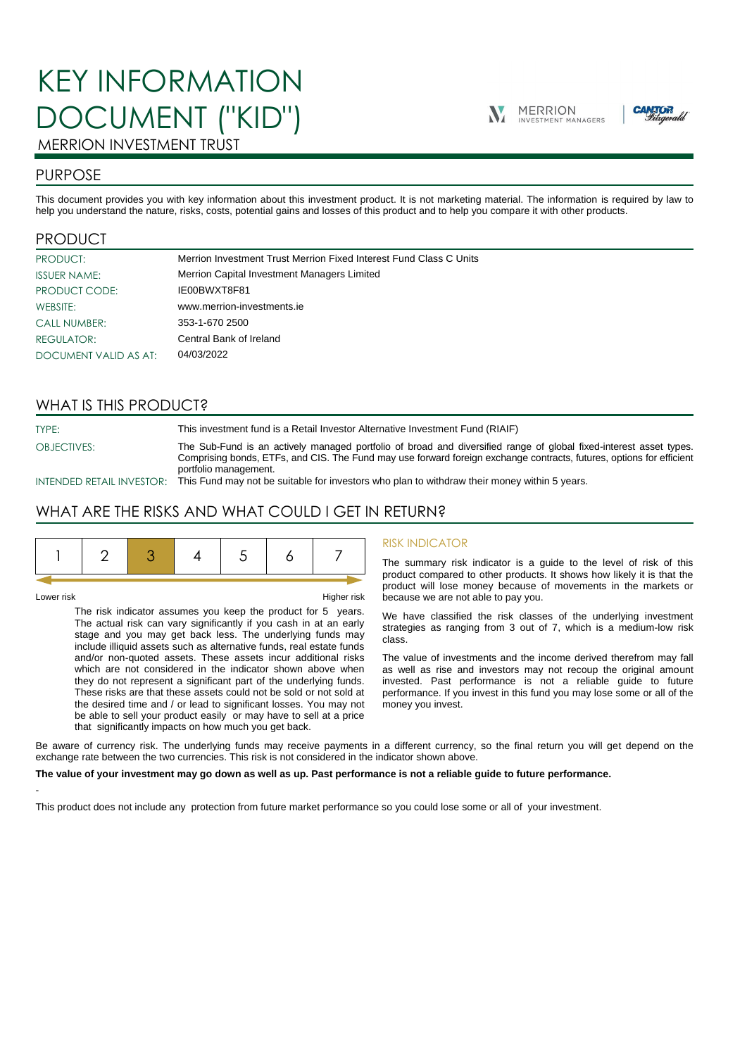# KEY INFORMATION DOCUMENT ("KID")

MERRION INVESTMENT TRUST

## PURPOSE

This document provides you with key information about this investment product. It is not marketing material. The information is required by law to help you understand the nature, risks, costs, potential gains and losses of this product and to help you compare it with other products.

## PRODUCT

| | |
|---|---|
| PRODUCT: | Merrion Investment Trust Merrion Fixed Interest Fund Class C Units |
| ISSUER NAME: | Merrion Capital Investment Managers Limited |
| PRODUCT CODE: | IE00BWXT8F81 |
| WEBSITE: | www.merrion-investments.ie |
| CALL NUMBER: | 353-1-670 2500 |
| REGULATOR: | Central Bank of Ireland |
| DOCUMENT VALID AS AT: | 04/03/2022 |

## WHAT IS THIS PRODUCT?

| | |
|---|---|
| TYPE: | This investment fund is a Retail Investor Alternative Investment Fund (RIAIF) |
| OBJECTIVES: | The Sub-Fund is an actively managed portfolio of broad and diversified range of global fixed-interest asset types. Comprising bonds, ETFs, and CIS. The Fund may use forward foreign exchange contracts, futures, options for efficient portfolio management. |
| INTENDED RETAIL INVESTOR: | This Fund may not be suitable for investors who plan to withdraw their money within 5 years. |

## WHAT ARE THE RISKS AND WHAT COULD I GET IN RETURN?

| 1 | 2 | **3** | 4 | 5 | 6 | 7 |
|---|---|---|---|---|---|---|

Lower risk — Higher risk

The risk indicator assumes you keep the product for 5 years. The actual risk can vary significantly if you cash in at an early stage and you may get back less. The underlying funds may include illiquid assets such as alternative funds, real estate funds and/or non-quoted assets. These assets incur additional risks which are not considered in the indicator shown above when they do not represent a significant part of the underlying funds. These risks are that these assets could not be sold or not sold at the desired time and / or lead to significant losses. You may not be able to sell your product easily or may have to sell at a price that significantly impacts on how much you get back.

### RISK INDICATOR

The summary risk indicator is a guide to the level of risk of this product compared to other products. It shows how likely it is that the product will lose money because of movements in the markets or because we are not able to pay you.

We have classified the risk classes of the underlying investment strategies as ranging from 3 out of 7, which is a medium-low risk class.

The value of investments and the income derived therefrom may fall as well as rise and investors may not recoup the original amount invested. Past performance is not a reliable guide to future performance. If you invest in this fund you may lose some or all of the money you invest.

Be aware of currency risk. The underlying funds may receive payments in a different currency, so the final return you will get depend on the exchange rate between the two currencies. This risk is not considered in the indicator shown above.

**The value of your investment may go down as well as up. Past performance is not a reliable guide to future performance.**

-

This product does not include any protection from future market performance so you could lose some or all of your investment.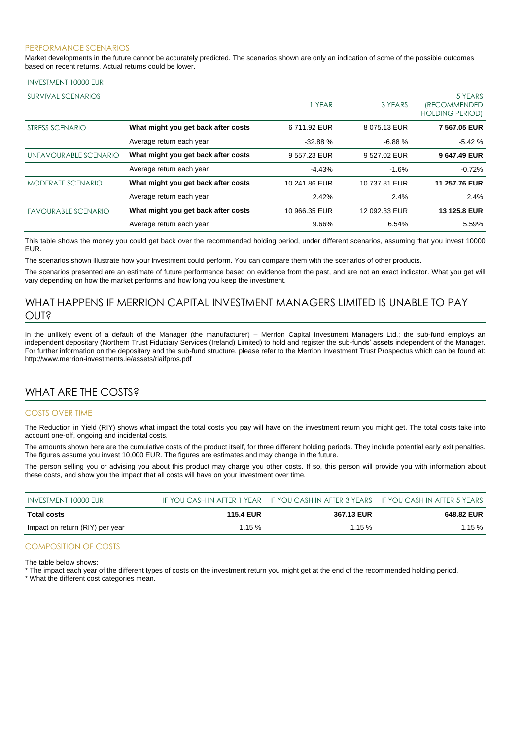### PERFORMANCE SCENARIOS

Market developments in the future cannot be accurately predicted. The scenarios shown are only an indication of some of the possible outcomes based on recent returns. Actual returns could be lower.

| INVESTMENT 10000 EUR | | | | |
|---|---|---|---|---|
| SURVIVAL SCENARIOS | | 1 YEAR | 3 YEARS | 5 YEARS (RECOMMENDED HOLDING PERIOD) |
| STRESS SCENARIO | **What might you get back after costs** | 6 711.92 EUR | 8 075.13 EUR | **7 567.05 EUR** |
| | Average return each year | -32.88 % | -6.88 % | -5.42 % |
| UNFAVOURABLE SCENARIO | **What might you get back after costs** | 9 557.23 EUR | 9 527.02 EUR | **9 647.49 EUR** |
| | Average return each year | -4.43% | -1.6% | -0.72% |
| MODERATE SCENARIO | **What might you get back after costs** | 10 241.86 EUR | 10 737.81 EUR | **11 257.76 EUR** |
| | Average return each year | 2.42% | 2.4% | 2.4% |
| FAVOURABLE SCENARIO | **What might you get back after costs** | 10 966.35 EUR | 12 092.33 EUR | **13 125.8 EUR** |
| | Average return each year | 9.66% | 6.54% | 5.59% |

This table shows the money you could get back over the recommended holding period, under different scenarios, assuming that you invest 10000 EUR.

The scenarios shown illustrate how your investment could perform. You can compare them with the scenarios of other products.

The scenarios presented are an estimate of future performance based on evidence from the past, and are not an exact indicator. What you get will vary depending on how the market performs and how long you keep the investment.

## WHAT HAPPENS IF MERRION CAPITAL INVESTMENT MANAGERS LIMITED IS UNABLE TO PAY OUT?

In the unlikely event of a default of the Manager (the manufacturer) – Merrion Capital Investment Managers Ltd.; the sub-fund employs an independent depositary (Northern Trust Fiduciary Services (Ireland) Limited) to hold and register the sub-funds' assets independent of the Manager. For further information on the depositary and the sub-fund structure, please refer to the Merrion Investment Trust Prospectus which can be found at: http://www.merrion-investments.ie/assets/riaifpros.pdf

## WHAT ARE THE COSTS?

### COSTS OVER TIME

The Reduction in Yield (RIY) shows what impact the total costs you pay will have on the investment return you might get. The total costs take into account one-off, ongoing and incidental costs.

The amounts shown here are the cumulative costs of the product itself, for three different holding periods. They include potential early exit penalties. The figures assume you invest 10,000 EUR. The figures are estimates and may change in the future.

The person selling you or advising you about this product may charge you other costs. If so, this person will provide you with information about these costs, and show you the impact that all costs will have on your investment over time.

| INVESTMENT 10000 EUR | IF YOU CASH IN AFTER 1 YEAR | IF YOU CASH IN AFTER 3 YEARS | IF YOU CASH IN AFTER 5 YEARS |
|---|---|---|---|
| **Total costs** | **115.4 EUR** | **367.13 EUR** | **648.82 EUR** |
| Impact on return (RIY) per year | 1.15 % | 1.15 % | 1.15 % |

### COMPOSITION OF COSTS

The table below shows:

* The impact each year of the different types of costs on the investment return you might get at the end of the recommended holding period.
* What the different cost categories mean.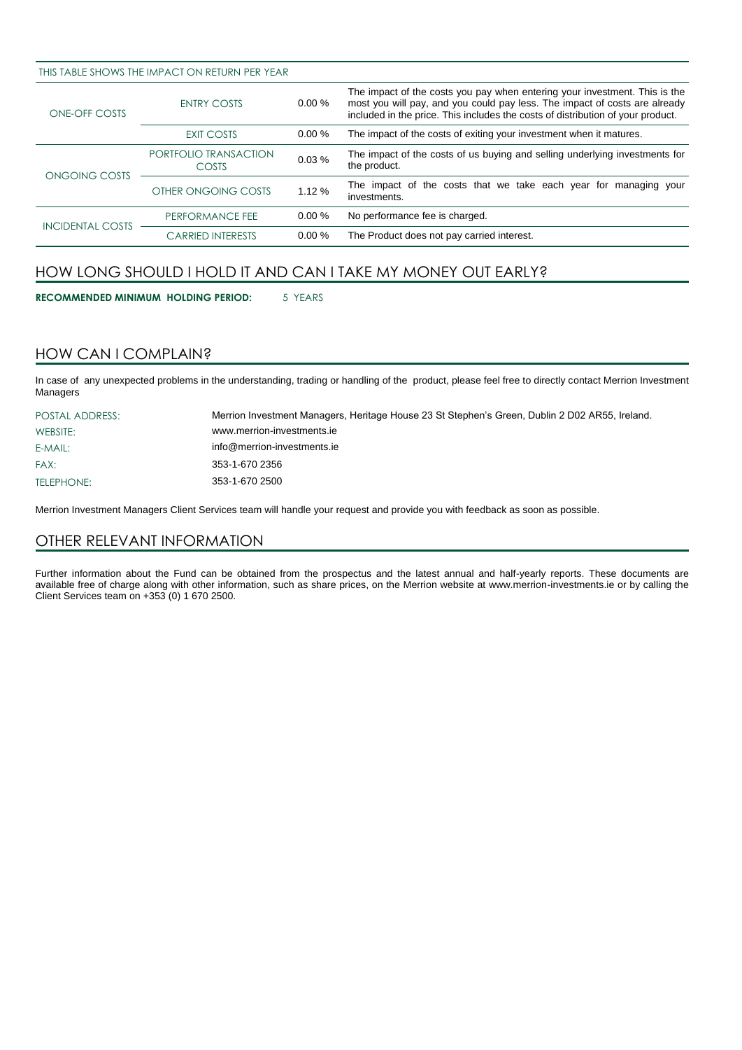| THIS TABLE SHOWS THE IMPACT ON RETURN PER YEAR | | | |
|---|---|---|---|
| ONE-OFF COSTS | ENTRY COSTS | 0.00 % | The impact of the costs you pay when entering your investment. This is the most you will pay, and you could pay less. The impact of costs are already included in the price. This includes the costs of distribution of your product. |
| | EXIT COSTS | 0.00 % | The impact of the costs of exiting your investment when it matures. |
| ONGOING COSTS | PORTFOLIO TRANSACTION COSTS | 0.03 % | The impact of the costs of us buying and selling underlying investments for the product. |
| | OTHER ONGOING COSTS | 1.12 % | The impact of the costs that we take each year for managing your investments. |
| INCIDENTAL COSTS | PERFORMANCE FEE | 0.00 % | No performance fee is charged. |
| | CARRIED INTERESTS | 0.00 % | The Product does not pay carried interest. |

## HOW LONG SHOULD I HOLD IT AND CAN I TAKE MY MONEY OUT EARLY?

**RECOMMENDED MINIMUM HOLDING PERIOD:** 5 YEARS

## HOW CAN I COMPLAIN?

In case of any unexpected problems in the understanding, trading or handling of the product, please feel free to directly contact Merrion Investment Managers

| | |
|---|---|
| POSTAL ADDRESS: | Merrion Investment Managers, Heritage House 23 St Stephen's Green, Dublin 2 D02 AR55, Ireland. |
| WEBSITE: | www.merrion-investments.ie |
| E-MAIL: | info@merrion-investments.ie |
| FAX: | 353-1-670 2356 |
| TELEPHONE: | 353-1-670 2500 |

Merrion Investment Managers Client Services team will handle your request and provide you with feedback as soon as possible.

## OTHER RELEVANT INFORMATION

Further information about the Fund can be obtained from the prospectus and the latest annual and half-yearly reports. These documents are available free of charge along with other information, such as share prices, on the Merrion website at www.merrion-investments.ie or by calling the Client Services team on +353 (0) 1 670 2500.